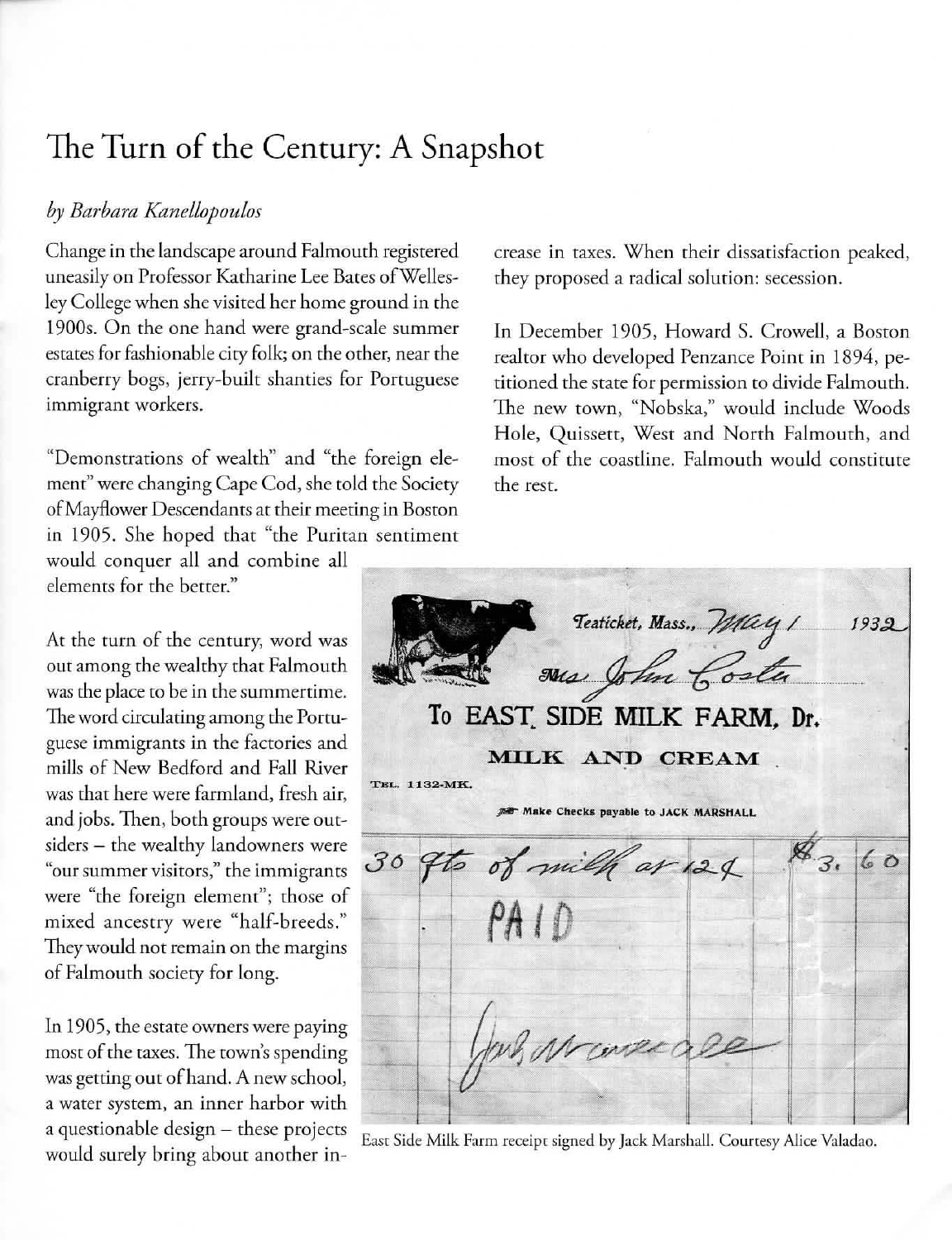# The Turn of the Century: A Snapshot

*by Barbara Kanellopoulos*

Change in the landscape around Falmouth registered uneasily on Professor Katharine Lee Bates of Wellesley College when she visited her home ground in the 1900s. On the one hand were grand-scale summer estates for fashionable city folk; on the other, near the cranberry bogs, jerry-built shanties for Portuguese immigrant workers.

"Demonstrations of wealth" and "the foreign element" were changing Cape Cod, she told the Society of Mayflower Descendants at their meeting in Boston in 1905. She hoped that "the Puritan sentiment would conquer all and combine all elements for the better."

At the turn of the century, word was out among the wealthy that Falmouth was the place to be in the summertime. The word circulating among the Portuguese immigrants in the factories and mills of New Bedford and Fall River was that here were farmland, fresh air, and jobs. Then, both groups were outsiders – the wealthy landowners were "our summer visitors," the immigrants were "the foreign element"; those of mixed ancestry were "half-breeds." They would not remain on the margins of Falmouth society for long.

In 1905, the estate owners were paying most of the taxes. The town's spending was getting out of hand. A new school, a water system, an inner harbor with a questionable design – these projects would surely bring about another increase in taxes. When their dissatisfaction peaked, they proposed a radical solution: secession.

In December 1905, Howard S. Crowell, a Boston realtor who developed Penzance Point in 1894, petitioned the state for permission to divide Falmouth. The new town, "Nobska," would include Woods Hole, Quissett, West and North Falmouth, and most of the coastline. Falmouth would constitute the rest.

Teaticket, Mass., May 1 1932

Mrs John Costa

To EAST SIDE MILK FARM, Dr.

MILK AND CREAM

TEL. 1132-MK.

Make Checks payable to JACK MARSHALL

30 qts of milk at 12¢ $3.60

PAID

Jack Marshall

East Side Milk Farm receipt signed by Jack Marshall. Courtesy Alice Valadao.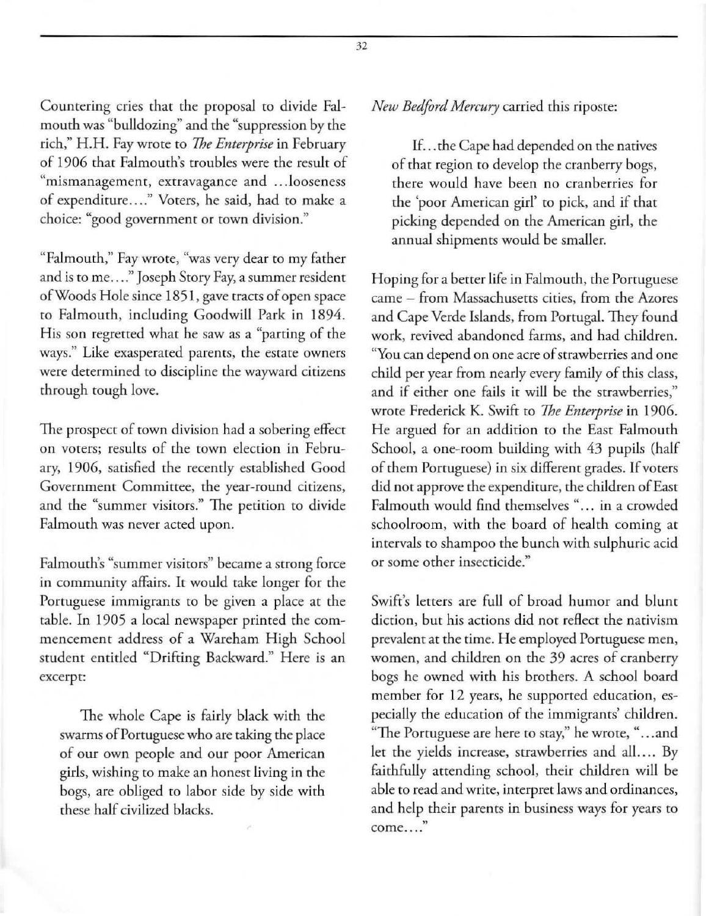Countering cries that the proposal to divide Falmouth was "bulldozing" and the "suppression by the rich," H.H. Fay wrote to *The Enterprise* in February of 1906 that Falmouth's troubles were the result of "mismanagement, extravagance and ...looseness of expenditure...." Voters, he said, had to make a choice: "good government or town division."

"Falmouth," Fay wrote, "was very dear to my father and is to me...." Joseph Story Fay, a summer resident of Woods Hole since 1851, gave tracts of open space to Falmouth, including Goodwill Park in 1894. His son regretted what he saw as a "parting of the ways." Like exasperated parents, the estate owners were determined to discipline the wayward citizens through tough love.

The prospect of town division had a sobering effect on voters; results of the town election in February, 1906, satisfied the recently established Good Government Committee, the year-round citizens, and the "summer visitors." The petition to divide Falmouth was never acted upon.

Falmouth's "summer visitors" became a strong force in community affairs. It would take longer for the Portuguese immigrants to be given a place at the table. In 1905 a local newspaper printed the commencement address of a Wareham High School student entitled "Drifting Backward." Here is an excerpt:

> The whole Cape is fairly black with the swarms of Portuguese who are taking the place of our own people and our poor American girls, wishing to make an honest living in the bogs, are obliged to labor side by side with these half civilized blacks.

*New Bedford Mercury* carried this riposte:

> If...the Cape had depended on the natives of that region to develop the cranberry bogs, there would have been no cranberries for the 'poor American girl' to pick, and if that picking depended on the American girl, the annual shipments would be smaller.

Hoping for a better life in Falmouth, the Portuguese came – from Massachusetts cities, from the Azores and Cape Verde Islands, from Portugal. They found work, revived abandoned farms, and had children. "You can depend on one acre of strawberries and one child per year from nearly every family of this class, and if either one fails it will be the strawberries," wrote Frederick K. Swift to *The Enterprise* in 1906. He argued for an addition to the East Falmouth School, a one-room building with 43 pupils (half of them Portuguese) in six different grades. If voters did not approve the expenditure, the children of East Falmouth would find themselves "... in a crowded schoolroom, with the board of health coming at intervals to shampoo the bunch with sulphuric acid or some other insecticide."

Swift's letters are full of broad humor and blunt diction, but his actions did not reflect the nativism prevalent at the time. He employed Portuguese men, women, and children on the 39 acres of cranberry bogs he owned with his brothers. A school board member for 12 years, he supported education, especially the education of the immigrants' children. "The Portuguese are here to stay," he wrote, "...and let the yields increase, strawberries and all.... By faithfully attending school, their children will be able to read and write, interpret laws and ordinances, and help their parents in business ways for years to come...."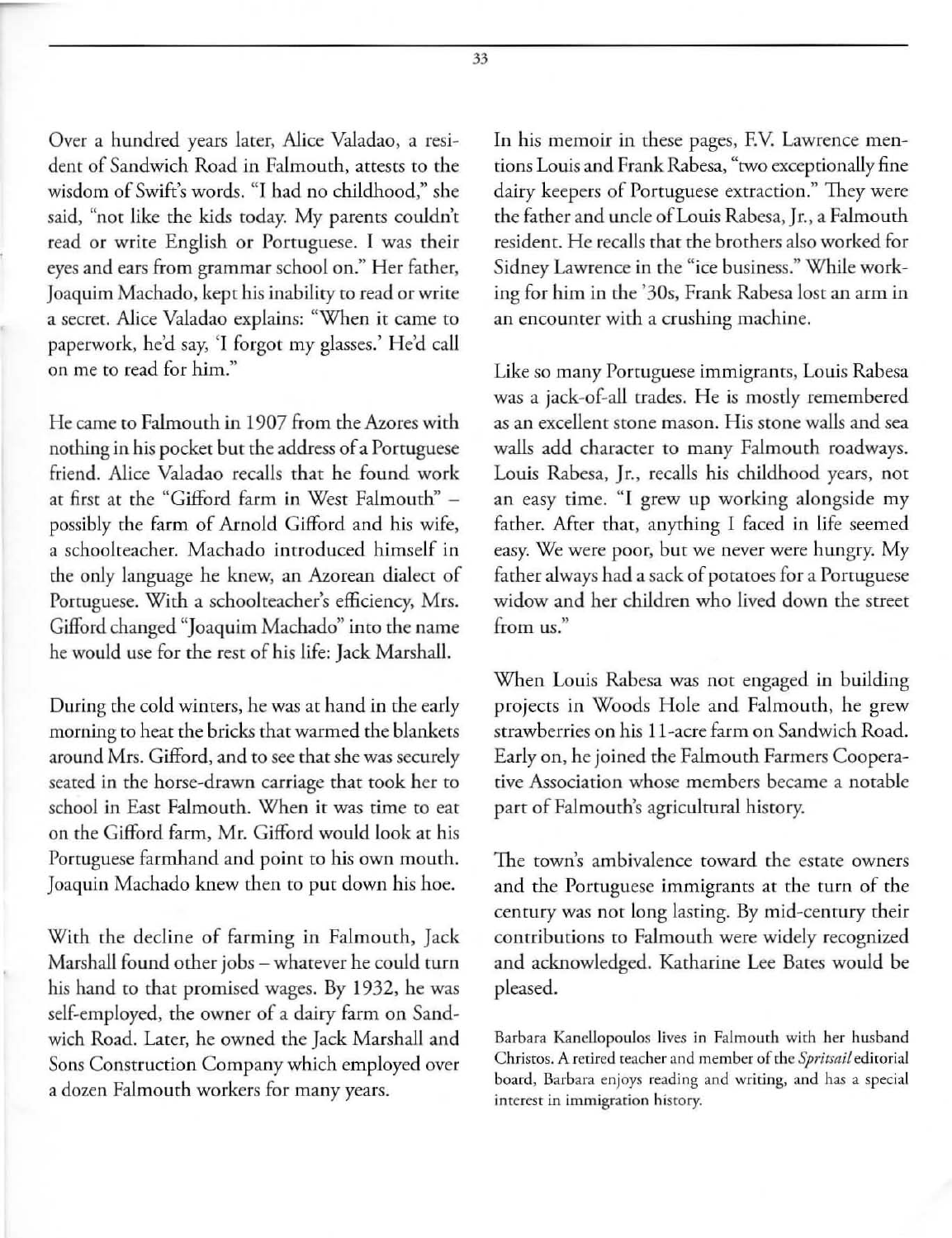Over a hundred years later, Alice Valadao, a resident of Sandwich Road in Falmouth, attests to the wisdom of Swift's words. "I had no childhood," she said, "not like the kids today. My parents couldn't read or write English or Portuguese. I was their eyes and ears from grammar school on." Her father, Joaquim Machado, kept his inability to read or write a secret. Alice Valadao explains: "When it came to paperwork, he'd say, 'I forgot my glasses.' He'd call on me to read for him."

He came to Falmouth in 1907 from the Azores with nothing in his pocket but the address of a Portuguese friend. Alice Valadao recalls that he found work at first at the "Gifford farm in West Falmouth" – possibly the farm of Arnold Gifford and his wife, a schoolteacher. Machado introduced himself in the only language he knew, an Azorean dialect of Portuguese. With a schoolteacher's efficiency, Mrs. Gifford changed "Joaquim Machado" into the name he would use for the rest of his life: Jack Marshall.

During the cold winters, he was at hand in the early morning to heat the bricks that warmed the blankets around Mrs. Gifford, and to see that she was securely seated in the horse-drawn carriage that took her to school in East Falmouth. When it was time to eat on the Gifford farm, Mr. Gifford would look at his Portuguese farmhand and point to his own mouth. Joaquin Machado knew then to put down his hoe.

With the decline of farming in Falmouth, Jack Marshall found other jobs – whatever he could turn his hand to that promised wages. By 1932, he was self-employed, the owner of a dairy farm on Sandwich Road. Later, he owned the Jack Marshall and Sons Construction Company which employed over a dozen Falmouth workers for many years.

In his memoir in these pages, F.V. Lawrence mentions Louis and Frank Rabesa, "two exceptionally fine dairy keepers of Portuguese extraction." They were the father and uncle of Louis Rabesa, Jr., a Falmouth resident. He recalls that the brothers also worked for Sidney Lawrence in the "ice business." While working for him in the '30s, Frank Rabesa lost an arm in an encounter with a crushing machine.

Like so many Portuguese immigrants, Louis Rabesa was a jack-of-all trades. He is mostly remembered as an excellent stone mason. His stone walls and sea walls add character to many Falmouth roadways. Louis Rabesa, Jr., recalls his childhood years, not an easy time. "I grew up working alongside my father. After that, anything I faced in life seemed easy. We were poor, but we never were hungry. My father always had a sack of potatoes for a Portuguese widow and her children who lived down the street from us."

When Louis Rabesa was not engaged in building projects in Woods Hole and Falmouth, he grew strawberries on his 11-acre farm on Sandwich Road. Early on, he joined the Falmouth Farmers Cooperative Association whose members became a notable part of Falmouth's agricultural history.

The town's ambivalence toward the estate owners and the Portuguese immigrants at the turn of the century was not long lasting. By mid-century their contributions to Falmouth were widely recognized and acknowledged. Katharine Lee Bates would be pleased.

Barbara Kanellopoulos lives in Falmouth with her husband Christos. A retired teacher and member of the *Spritsail* editorial board, Barbara enjoys reading and writing, and has a special interest in immigration history.